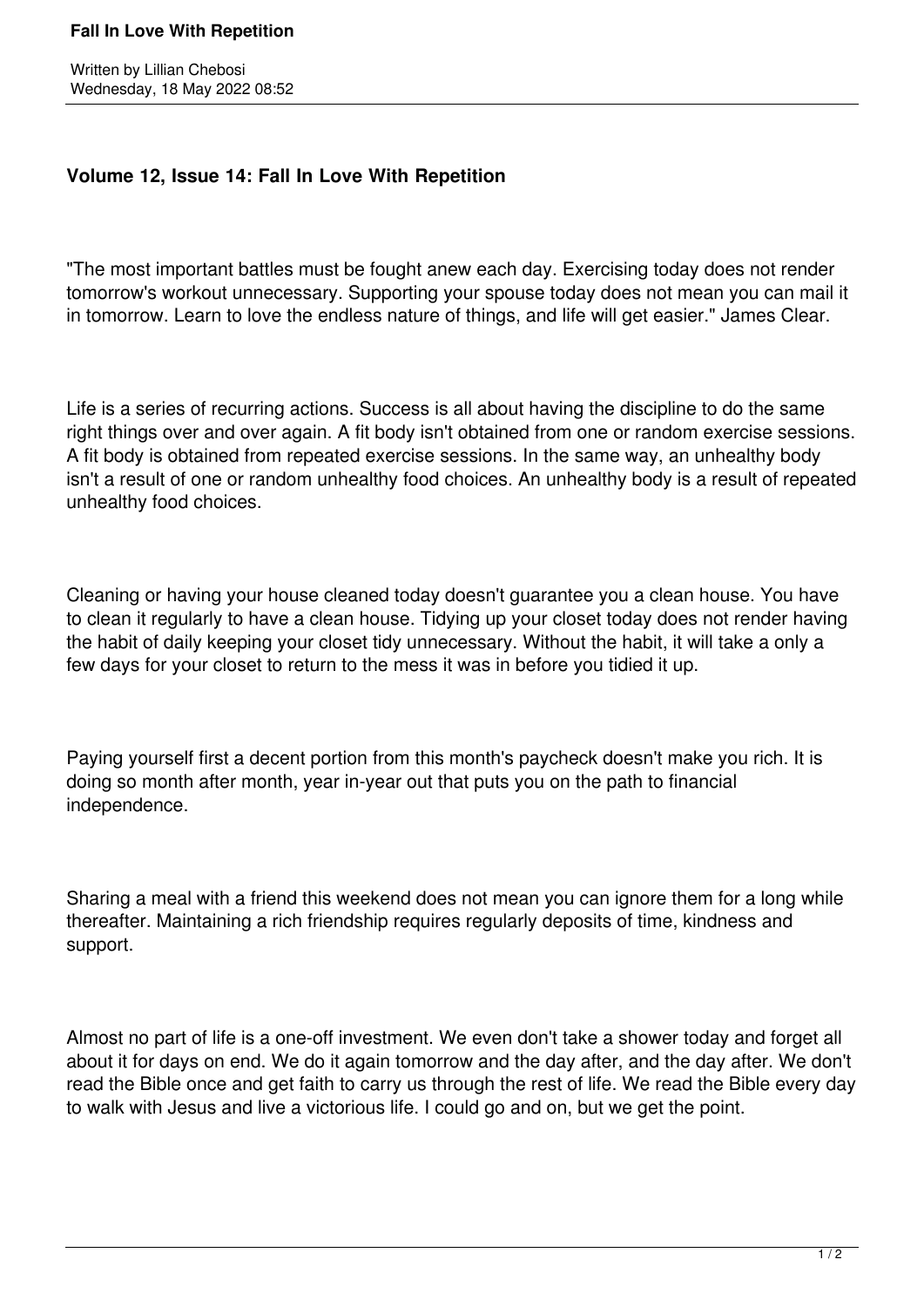**Fall In Love With Repetition**

Written by Lillian Chebosi
Wednesday, 18 May 2022 08:52

## Volume 12, Issue 14: Fall In Love With Repetition

"The most important battles must be fought anew each day. Exercising today does not render tomorrow's workout unnecessary. Supporting your spouse today does not mean you can mail it in tomorrow. Learn to love the endless nature of things, and life will get easier." James Clear.

Life is a series of recurring actions. Success is all about having the discipline to do the same right things over and over again. A fit body isn't obtained from one or random exercise sessions. A fit body is obtained from repeated exercise sessions. In the same way, an unhealthy body isn't a result of one or random unhealthy food choices. An unhealthy body is a result of repeated unhealthy food choices.

Cleaning or having your house cleaned today doesn't guarantee you a clean house. You have to clean it regularly to have a clean house. Tidying up your closet today does not render having the habit of daily keeping your closet tidy unnecessary. Without the habit, it will take a only a few days for your closet to return to the mess it was in before you tidied it up.

Paying yourself first a decent portion from this month's paycheck doesn't make you rich. It is doing so month after month, year in-year out that puts you on the path to financial independence.

Sharing a meal with a friend this weekend does not mean you can ignore them for a long while thereafter. Maintaining a rich friendship requires regularly deposits of time, kindness and support.

Almost no part of life is a one-off investment. We even don't take a shower today and forget all about it for days on end. We do it again tomorrow and the day after, and the day after. We don't read the Bible once and get faith to carry us through the rest of life. We read the Bible every day to walk with Jesus and live a victorious life. I could go and on, but we get the point.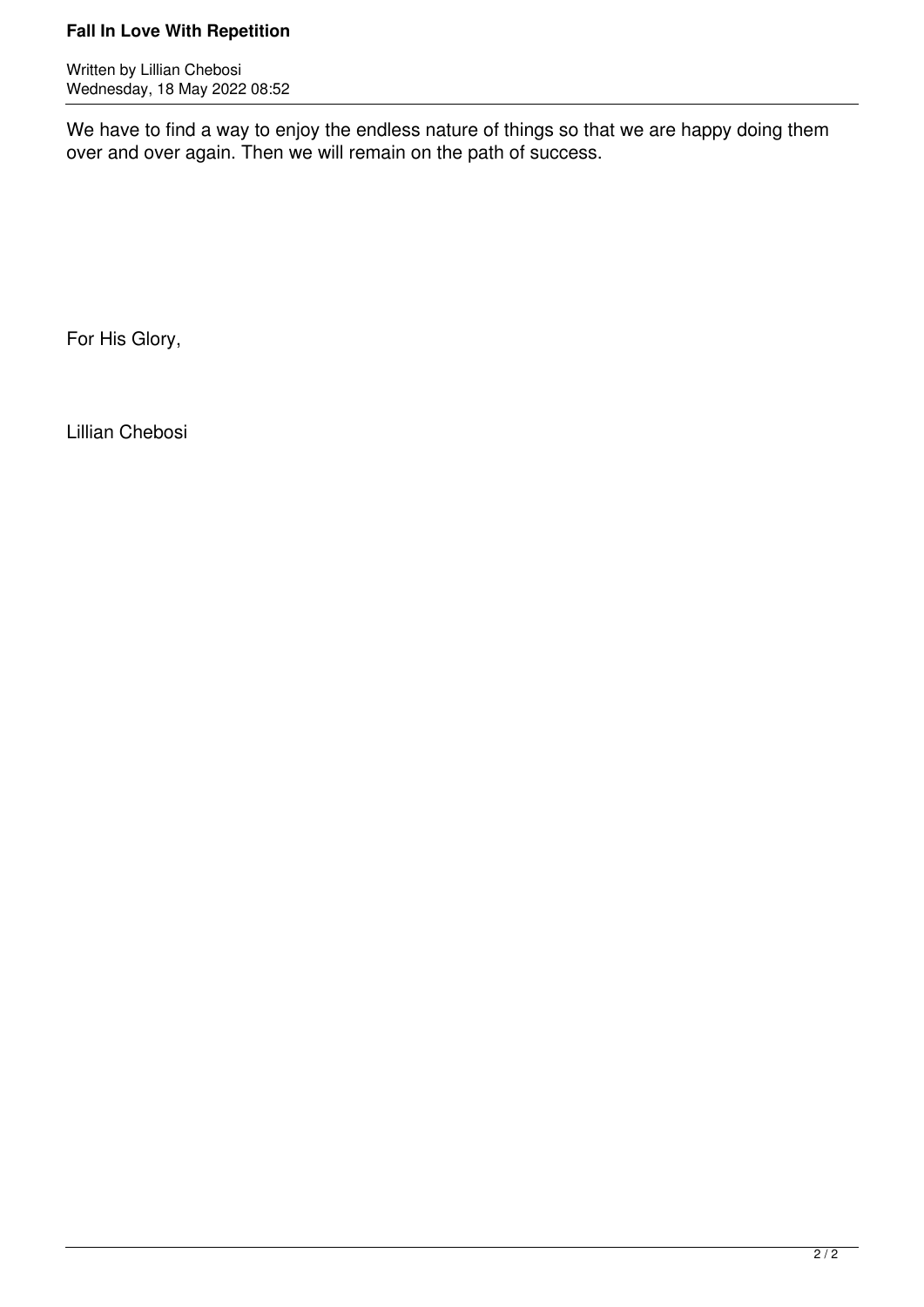We have to find a way to enjoy the endless nature of things so that we are happy doing them over and over again. Then we will remain on the path of success.

For His Glory,

Lillian Chebosi